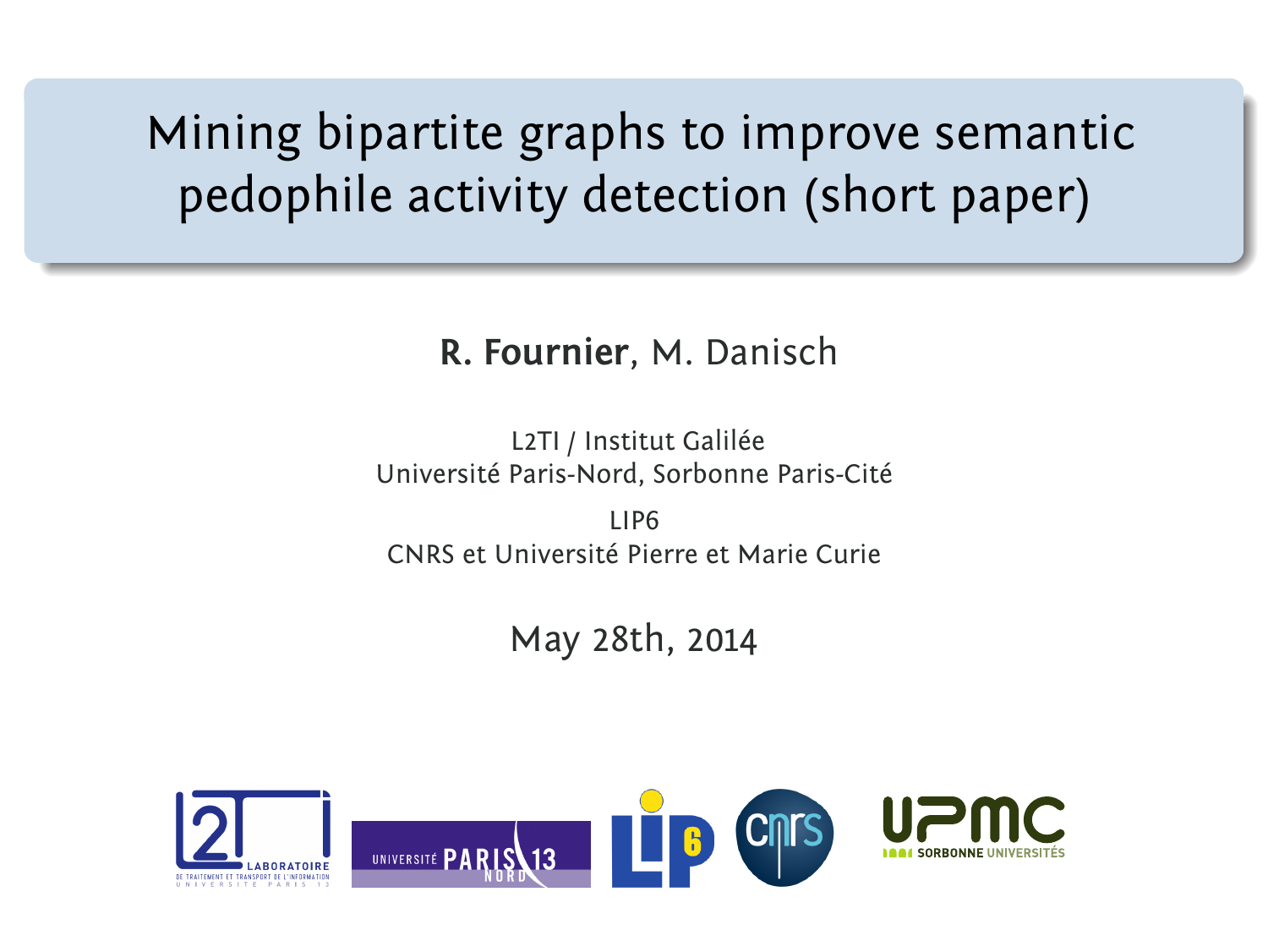# Mining bipartite graphs to improve semantic pedophile activity detection (short paper)

**R. Fournier**, M. Danisch

L2TI / Institut Galilée
Université Paris-Nord, Sorbonne Paris-Cité

LIP6
CNRS et Université Pierre et Marie Curie

May 28th, 2014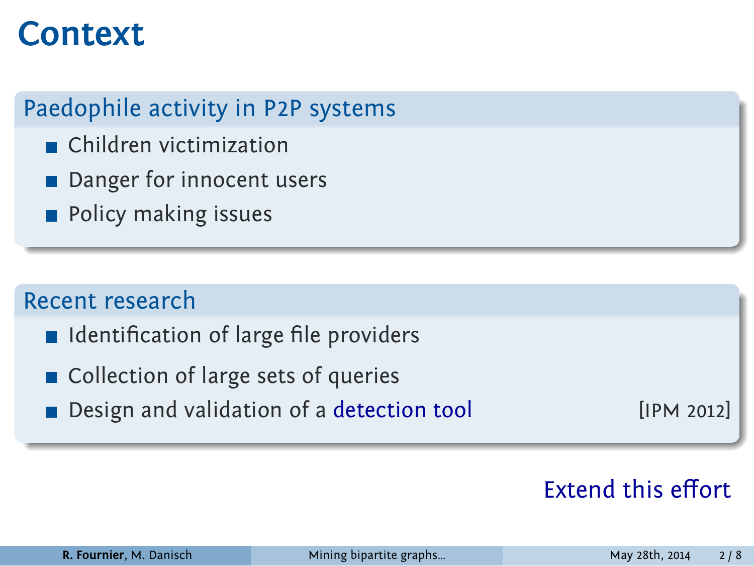# Context

## Paedophile activity in P2P systems

- Children victimization
- Danger for innocent users
- Policy making issues

## Recent research

- Identification of large file providers
- Collection of large sets of queries
- Design and validation of a detection tool [IPM 2012]

Extend this effort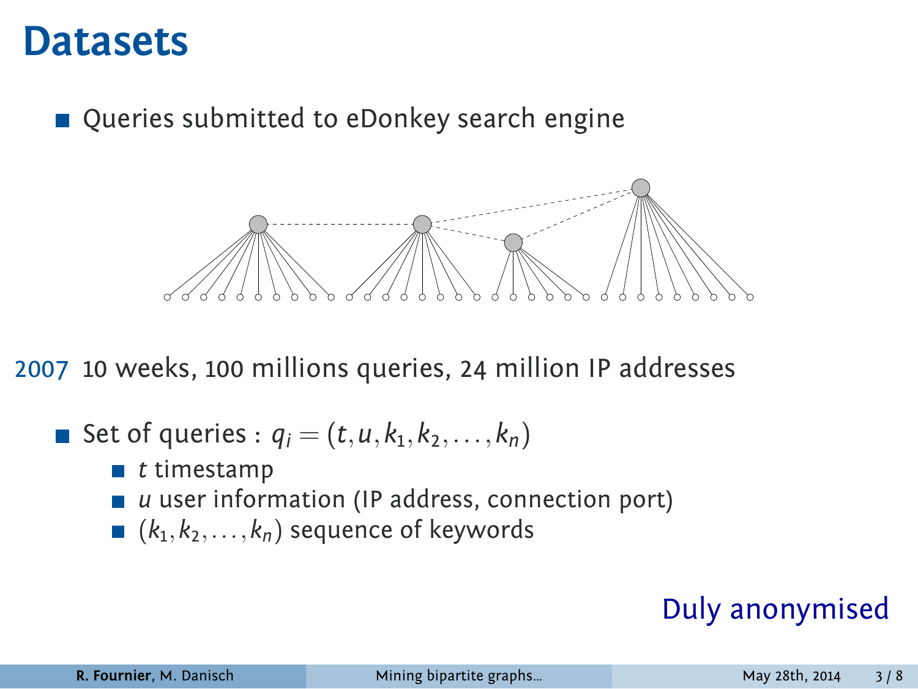# Datasets

- Queries submitted to eDonkey search engine

2007 10 weeks, 100 millions queries, 24 million IP addresses

- Set of queries : $q_i = (t, u, k_1, k_2, \ldots, k_n)$
  - $t$ timestamp
  - $u$ user information (IP address, connection port)
  - $(k_1, k_2, \ldots, k_n)$ sequence of keywords

Duly anonymised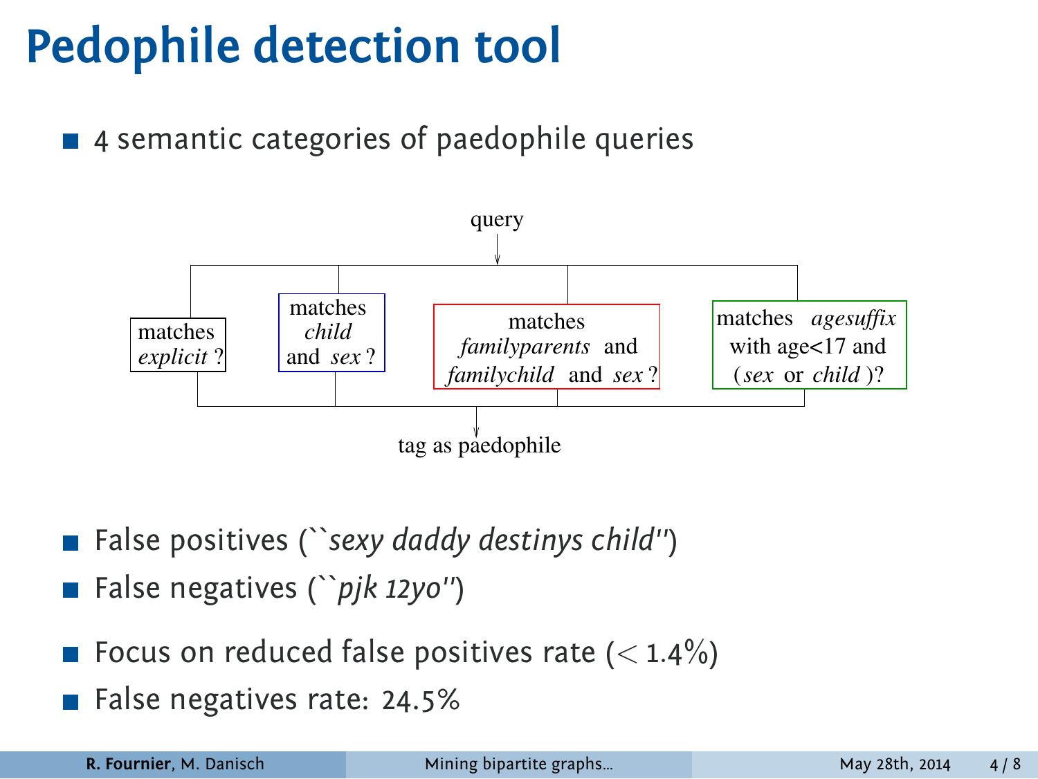# Pedophile detection tool

- 4 semantic categories of paedophile queries

query

- matches *explicit* ?
- matches *child* and *sex* ?
- matches *familyparents* and *familychild* and *sex* ?
- matches *agesuffix* with age<17 and (*sex* or *child* )?

tag as paedophile

- False positives (``*sexy daddy destinys child*'')
- False negatives (``*pjk 12yo*'')

- Focus on reduced false positives rate ($< 1.4\%$)
- False negatives rate: 24.5%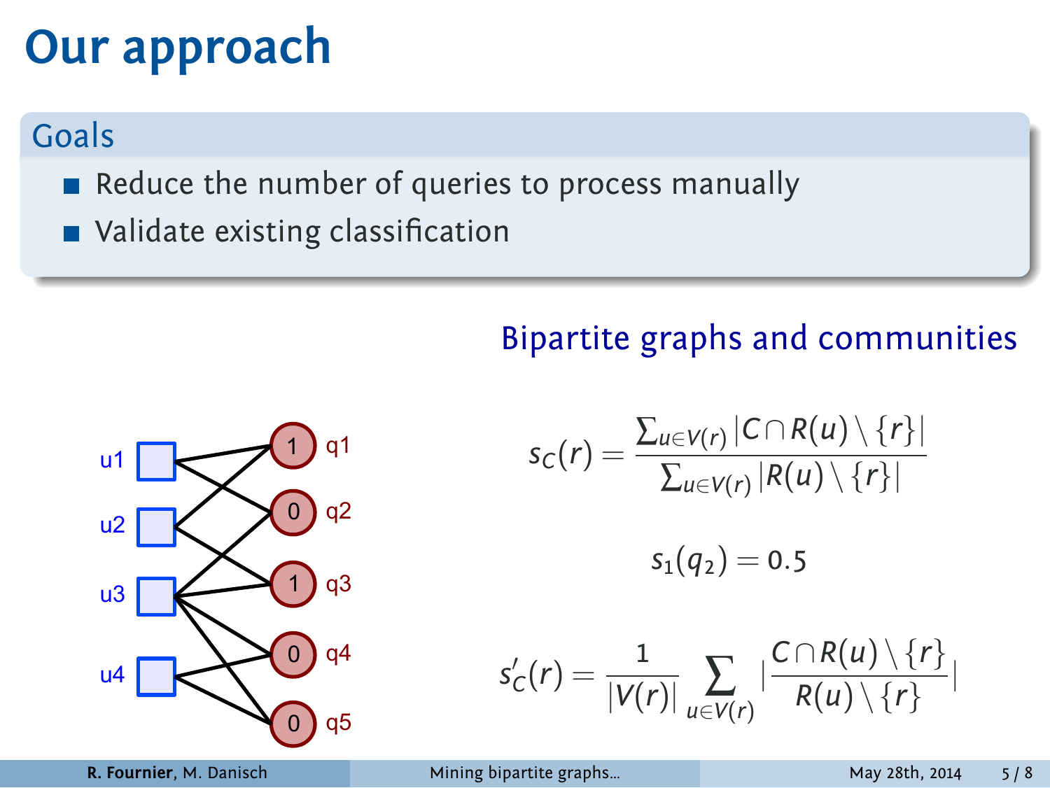# Our approach

## Goals

- Reduce the number of queries to process manually
- Validate existing classification

### Bipartite graphs and communities

$$s_C(r) = \frac{\sum_{u \in V(r)} |C \cap R(u) \setminus \{r\}|}{\sum_{u \in V(r)} |R(u) \setminus \{r\}|}$$

$$s_1(q_2) = 0.5$$

$$s'_C(r) = \frac{1}{|V(r)|} \sum_{u \in V(r)} \left| \frac{C \cap R(u) \setminus \{r\}}{R(u) \setminus \{r\}} \right|$$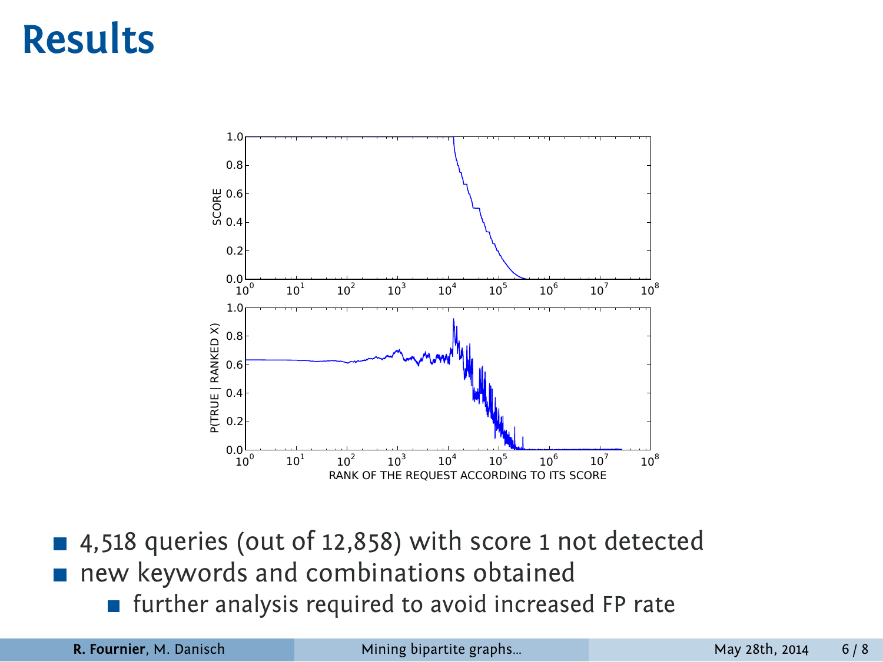# Results

- 4,518 queries (out of 12,858) with score 1 not detected
- new keywords and combinations obtained
  - further analysis required to avoid increased FP rate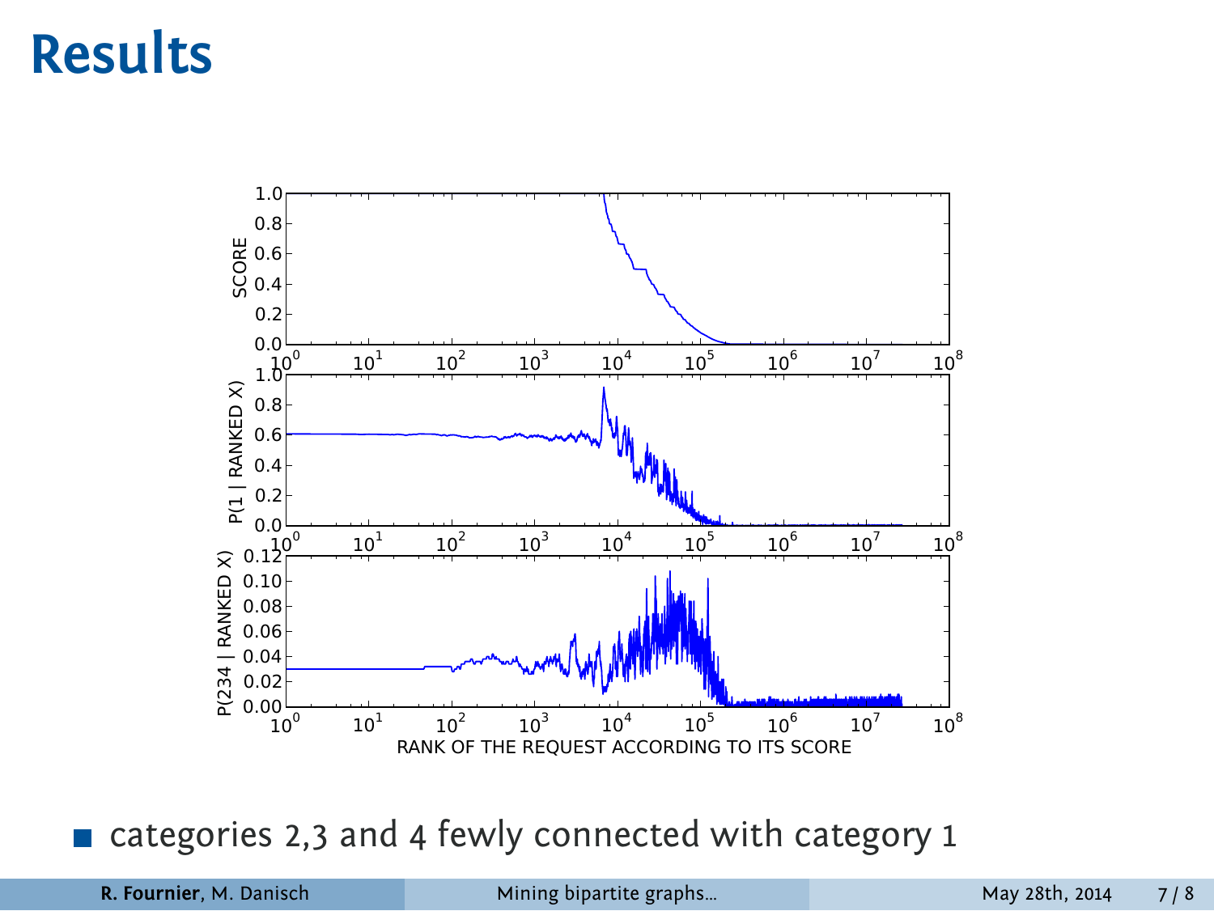# Results

- categories 2,3 and 4 fewly connected with category 1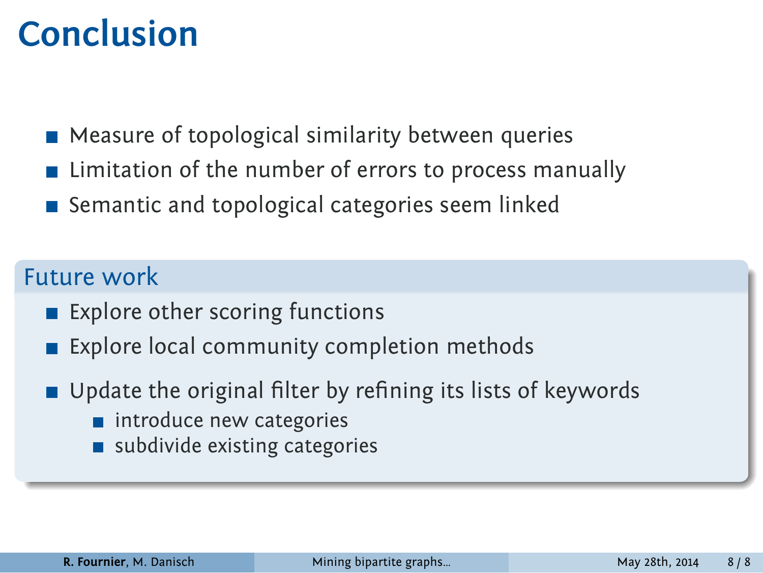# Conclusion

- Measure of topological similarity between queries
- Limitation of the number of errors to process manually
- Semantic and topological categories seem linked

## Future work

- Explore other scoring functions
- Explore local community completion methods
- Update the original filter by refining its lists of keywords
  - introduce new categories
  - subdivide existing categories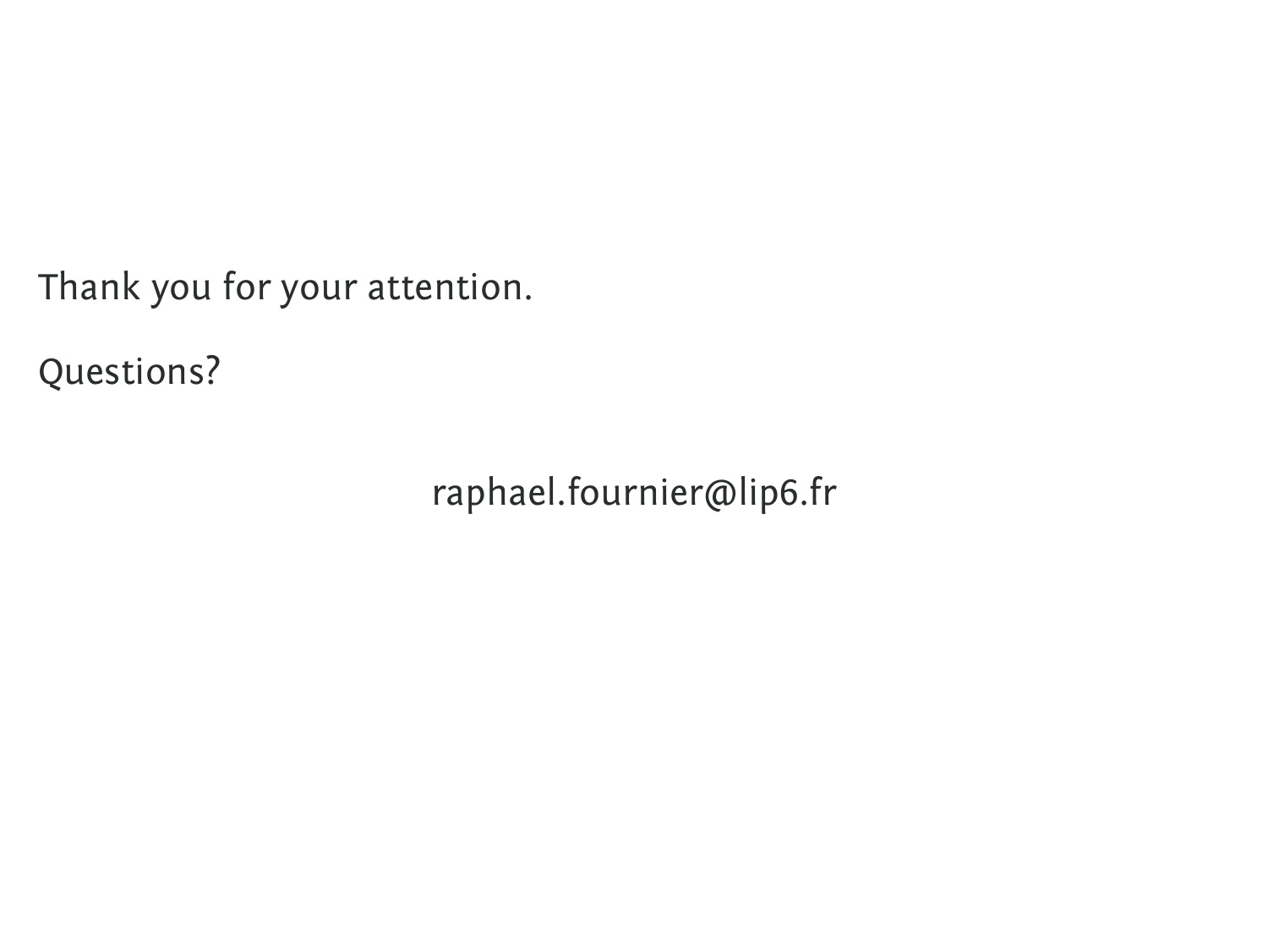Thank you for your attention.

Questions?

raphael.fournier@lip6.fr